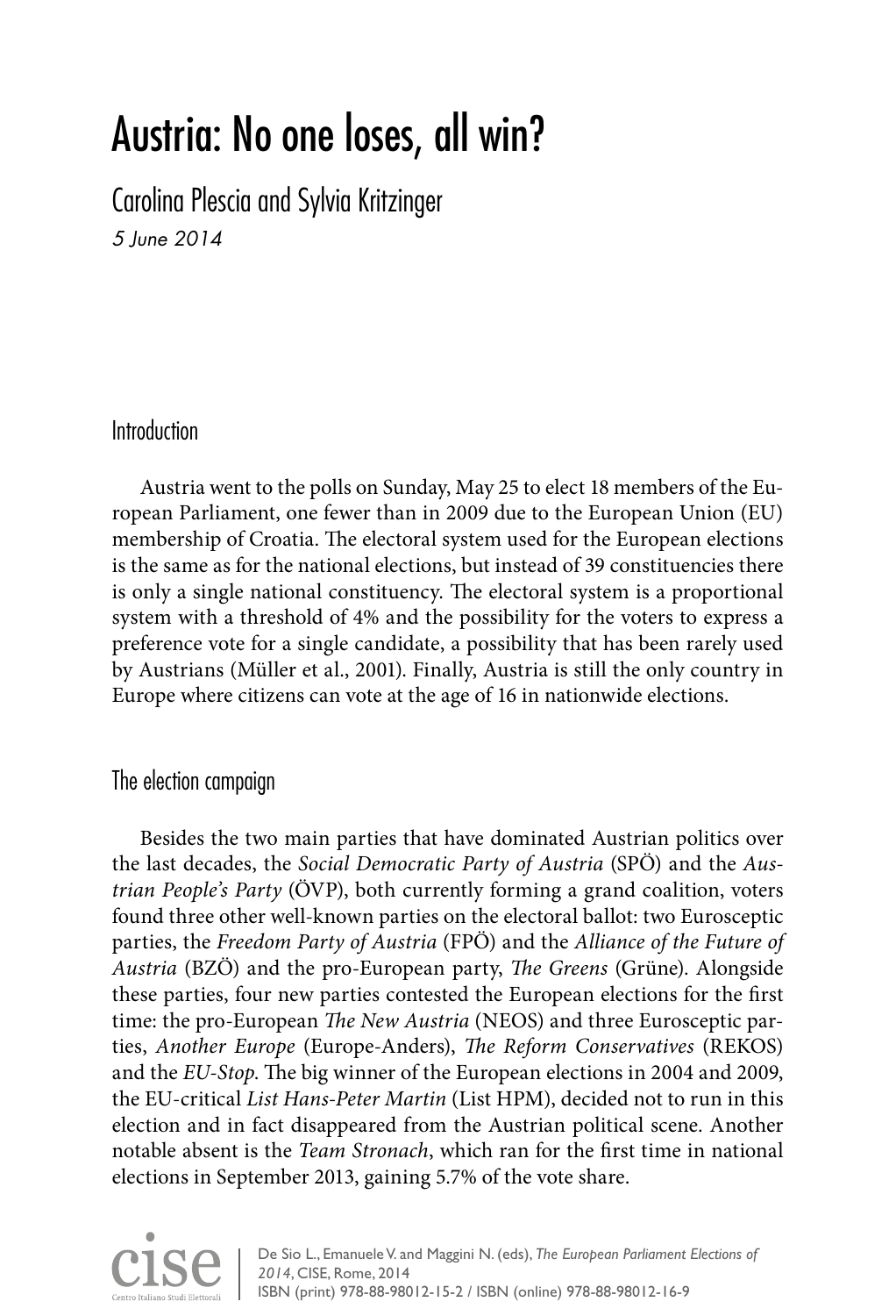# Austria: No one loses, all win?

Carolina Plescia and Sylvia Kritzinger

*5 June 2014*

## Introduction

Austria went to the polls on Sunday, May 25 to elect 18 members of the European Parliament, one fewer than in 2009 due to the European Union (EU) membership of Croatia. The electoral system used for the European elections is the same as for the national elections, but instead of 39 constituencies there is only a single national constituency. The electoral system is a proportional system with a threshold of 4% and the possibility for the voters to express a preference vote for a single candidate, a possibility that has been rarely used by Austrians (Müller et al., 2001). Finally, Austria is still the only country in Europe where citizens can vote at the age of 16 in nationwide elections.

## The election campaign

Besides the two main parties that have dominated Austrian politics over the last decades, the *Social Democratic Party of Austria* (SPÖ) and the *Austrian People's Party* (ÖVP), both currently forming a grand coalition, voters found three other well-known parties on the electoral ballot: two Eurosceptic parties, the *Freedom Party of Austria* (FPÖ) and the *Alliance of the Future of Austria* (BZÖ) and the pro-European party, *The Greens* (Grüne). Alongside these parties, four new parties contested the European elections for the first time: the pro-European *The New Austria* (NEOS) and three Eurosceptic parties, *Another Europe* (Europe-Anders), *The Reform Conservatives* (REKOS) and the *EU-Stop*. The big winner of the European elections in 2004 and 2009, the EU-critical *List Hans-Peter Martin* (List HPM), decided not to run in this election and in fact disappeared from the Austrian political scene. Another notable absent is the *Team Stronach*, which ran for the first time in national elections in September 2013, gaining 5.7% of the vote share.

De Sio L., Emanuele V. and Maggini N. (eds), *The European Parliament Elections of 2014*, CISE, Rome, 2014
ISBN (print) 978-88-98012-15-2 / ISBN (online) 978-88-98012-16-9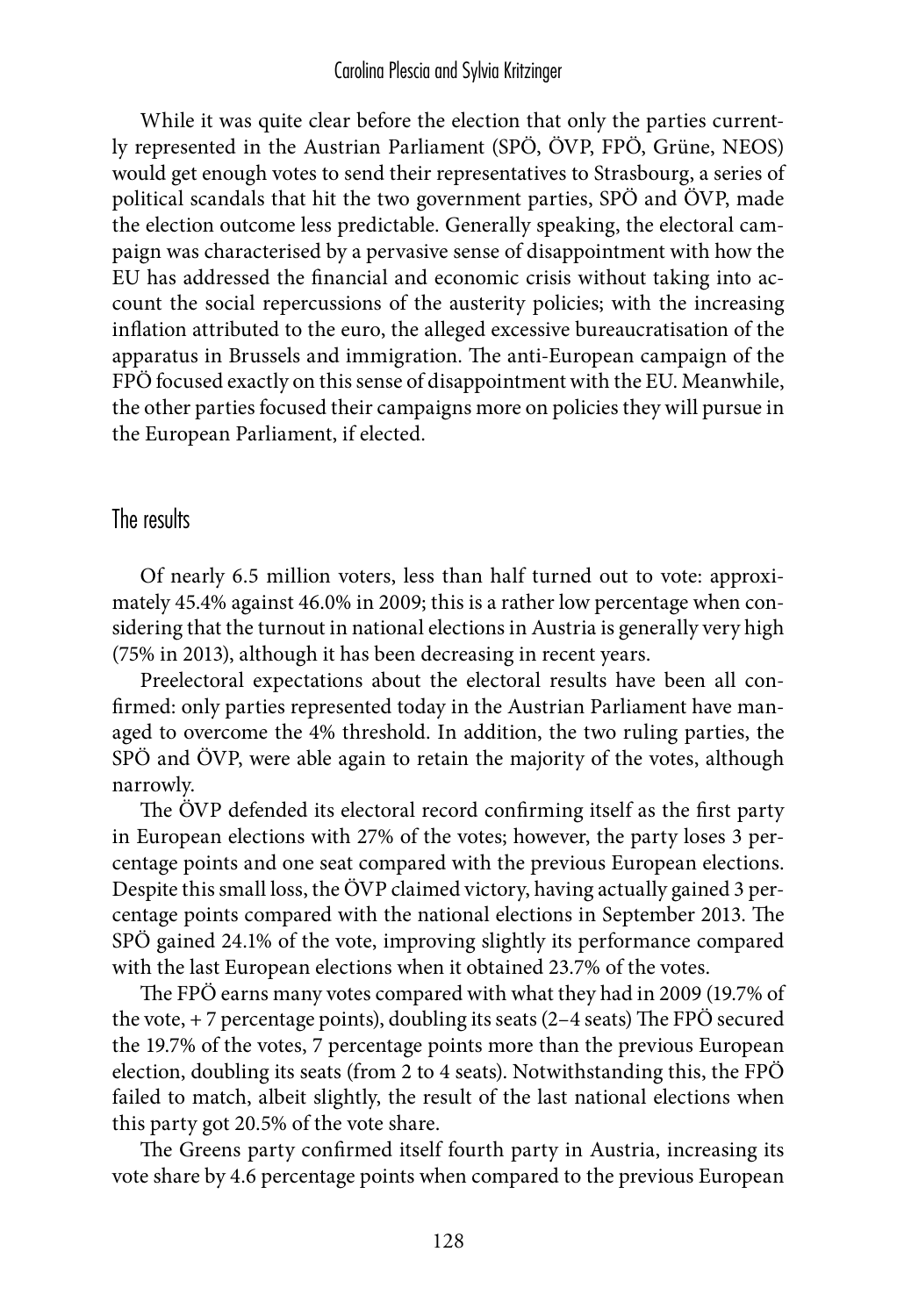While it was quite clear before the election that only the parties currently represented in the Austrian Parliament (SPÖ, ÖVP, FPÖ, Grüne, NEOS) would get enough votes to send their representatives to Strasbourg, a series of political scandals that hit the two government parties, SPÖ and ÖVP, made the election outcome less predictable. Generally speaking, the electoral campaign was characterised by a pervasive sense of disappointment with how the EU has addressed the financial and economic crisis without taking into account the social repercussions of the austerity policies; with the increasing inflation attributed to the euro, the alleged excessive bureaucratisation of the apparatus in Brussels and immigration. The anti-European campaign of the FPÖ focused exactly on this sense of disappointment with the EU. Meanwhile, the other parties focused their campaigns more on policies they will pursue in the European Parliament, if elected.

## The results

Of nearly 6.5 million voters, less than half turned out to vote: approximately 45.4% against 46.0% in 2009; this is a rather low percentage when considering that the turnout in national elections in Austria is generally very high (75% in 2013), although it has been decreasing in recent years.

Preelectoral expectations about the electoral results have been all confirmed: only parties represented today in the Austrian Parliament have managed to overcome the 4% threshold. In addition, the two ruling parties, the SPÖ and ÖVP, were able again to retain the majority of the votes, although narrowly.

The ÖVP defended its electoral record confirming itself as the first party in European elections with 27% of the votes; however, the party loses 3 percentage points and one seat compared with the previous European elections. Despite this small loss, the ÖVP claimed victory, having actually gained 3 percentage points compared with the national elections in September 2013. The SPÖ gained 24.1% of the vote, improving slightly its performance compared with the last European elections when it obtained 23.7% of the votes.

The FPÖ earns many votes compared with what they had in 2009 (19.7% of the vote, + 7 percentage points), doubling its seats (2–4 seats) The FPÖ secured the 19.7% of the votes, 7 percentage points more than the previous European election, doubling its seats (from 2 to 4 seats). Notwithstanding this, the FPÖ failed to match, albeit slightly, the result of the last national elections when this party got 20.5% of the vote share.

The Greens party confirmed itself fourth party in Austria, increasing its vote share by 4.6 percentage points when compared to the previous European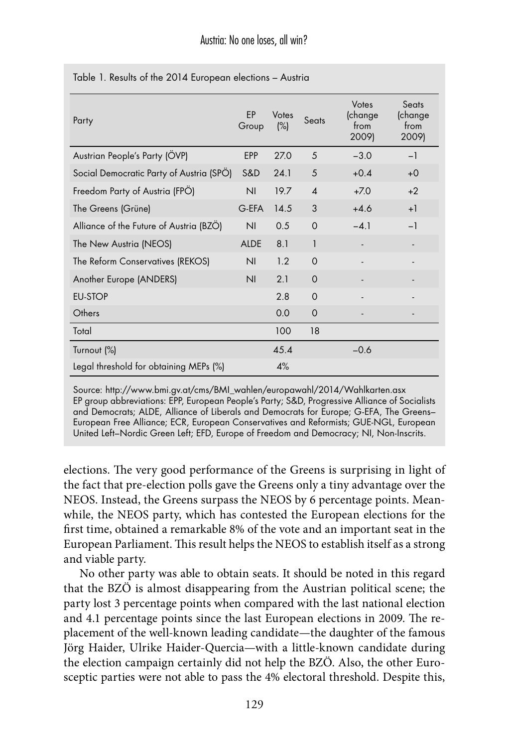Table 1. Results of the 2014 European elections – Austria

| Party | EP Group | Votes (%) | Seats | Votes (change from 2009) | Seats (change from 2009) |
|---|---|---|---|---|---|
| Austrian People's Party (ÖVP) | EPP | 27.0 | 5 | −3.0 | −1 |
| Social Democratic Party of Austria (SPÖ) | S&D | 24.1 | 5 | +0.4 | +0 |
| Freedom Party of Austria (FPÖ) | NI | 19.7 | 4 | +7.0 | +2 |
| The Greens (Grüne) | G-EFA | 14.5 | 3 | +4.6 | +1 |
| Alliance of the Future of Austria (BZÖ) | NI | 0.5 | 0 | −4.1 | −1 |
| The New Austria (NEOS) | ALDE | 8.1 | 1 | - | - |
| The Reform Conservatives (REKOS) | NI | 1.2 | 0 | - | - |
| Another Europe (ANDERS) | NI | 2.1 | 0 | - | - |
| EU-STOP | | 2.8 | 0 | - | - |
| Others | | 0.0 | 0 | - | - |
| Total | | 100 | 18 | | |
| Turnout (%) | | 45.4 | | −0.6 | |
| Legal threshold for obtaining MEPs (%) | | 4% | | | |

Source: http://www.bmi.gv.at/cms/BMI_wahlen/europawahl/2014/Wahlkarten.asx
EP group abbreviations: EPP, European People's Party; S&D, Progressive Alliance of Socialists and Democrats; ALDE, Alliance of Liberals and Democrats for Europe; G-EFA, The Greens–European Free Alliance; ECR, European Conservatives and Reformists; GUE-NGL, European United Left–Nordic Green Left; EFD, Europe of Freedom and Democracy; NI, Non-Inscrits.

elections. The very good performance of the Greens is surprising in light of the fact that pre-election polls gave the Greens only a tiny advantage over the NEOS. Instead, the Greens surpass the NEOS by 6 percentage points. Meanwhile, the NEOS party, which has contested the European elections for the first time, obtained a remarkable 8% of the vote and an important seat in the European Parliament. This result helps the NEOS to establish itself as a strong and viable party.

No other party was able to obtain seats. It should be noted in this regard that the BZÖ is almost disappearing from the Austrian political scene; the party lost 3 percentage points when compared with the last national election and 4.1 percentage points since the last European elections in 2009. The replacement of the well-known leading candidate—the daughter of the famous Jörg Haider, Ulrike Haider-Quercia—with a little-known candidate during the election campaign certainly did not help the BZÖ. Also, the other Eurosceptic parties were not able to pass the 4% electoral threshold. Despite this,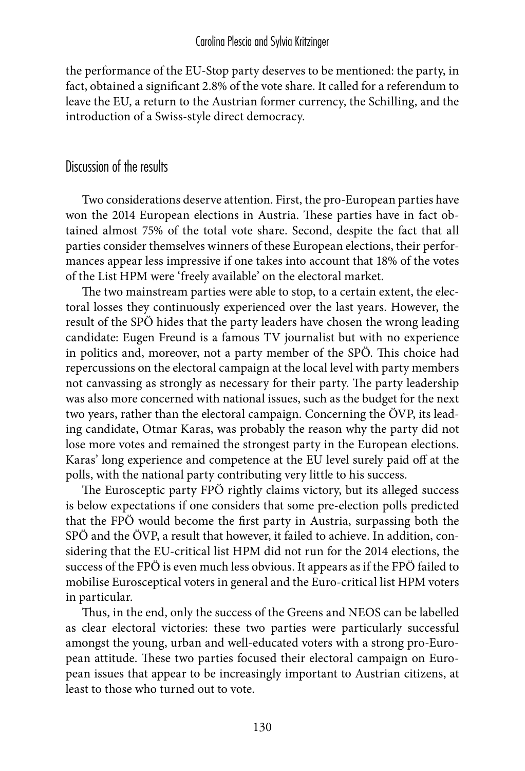the performance of the EU-Stop party deserves to be mentioned: the party, in fact, obtained a significant 2.8% of the vote share. It called for a referendum to leave the EU, a return to the Austrian former currency, the Schilling, and the introduction of a Swiss-style direct democracy.

## Discussion of the results

Two considerations deserve attention. First, the pro-European parties have won the 2014 European elections in Austria. These parties have in fact obtained almost 75% of the total vote share. Second, despite the fact that all parties consider themselves winners of these European elections, their performances appear less impressive if one takes into account that 18% of the votes of the List HPM were 'freely available' on the electoral market.

The two mainstream parties were able to stop, to a certain extent, the electoral losses they continuously experienced over the last years. However, the result of the SPÖ hides that the party leaders have chosen the wrong leading candidate: Eugen Freund is a famous TV journalist but with no experience in politics and, moreover, not a party member of the SPÖ. This choice had repercussions on the electoral campaign at the local level with party members not canvassing as strongly as necessary for their party. The party leadership was also more concerned with national issues, such as the budget for the next two years, rather than the electoral campaign. Concerning the ÖVP, its leading candidate, Otmar Karas, was probably the reason why the party did not lose more votes and remained the strongest party in the European elections. Karas' long experience and competence at the EU level surely paid off at the polls, with the national party contributing very little to his success.

The Eurosceptic party FPÖ rightly claims victory, but its alleged success is below expectations if one considers that some pre-election polls predicted that the FPÖ would become the first party in Austria, surpassing both the SPÖ and the ÖVP, a result that however, it failed to achieve. In addition, considering that the EU-critical list HPM did not run for the 2014 elections, the success of the FPÖ is even much less obvious. It appears as if the FPÖ failed to mobilise Eurosceptical voters in general and the Euro-critical list HPM voters in particular.

Thus, in the end, only the success of the Greens and NEOS can be labelled as clear electoral victories: these two parties were particularly successful amongst the young, urban and well-educated voters with a strong pro-European attitude. These two parties focused their electoral campaign on European issues that appear to be increasingly important to Austrian citizens, at least to those who turned out to vote.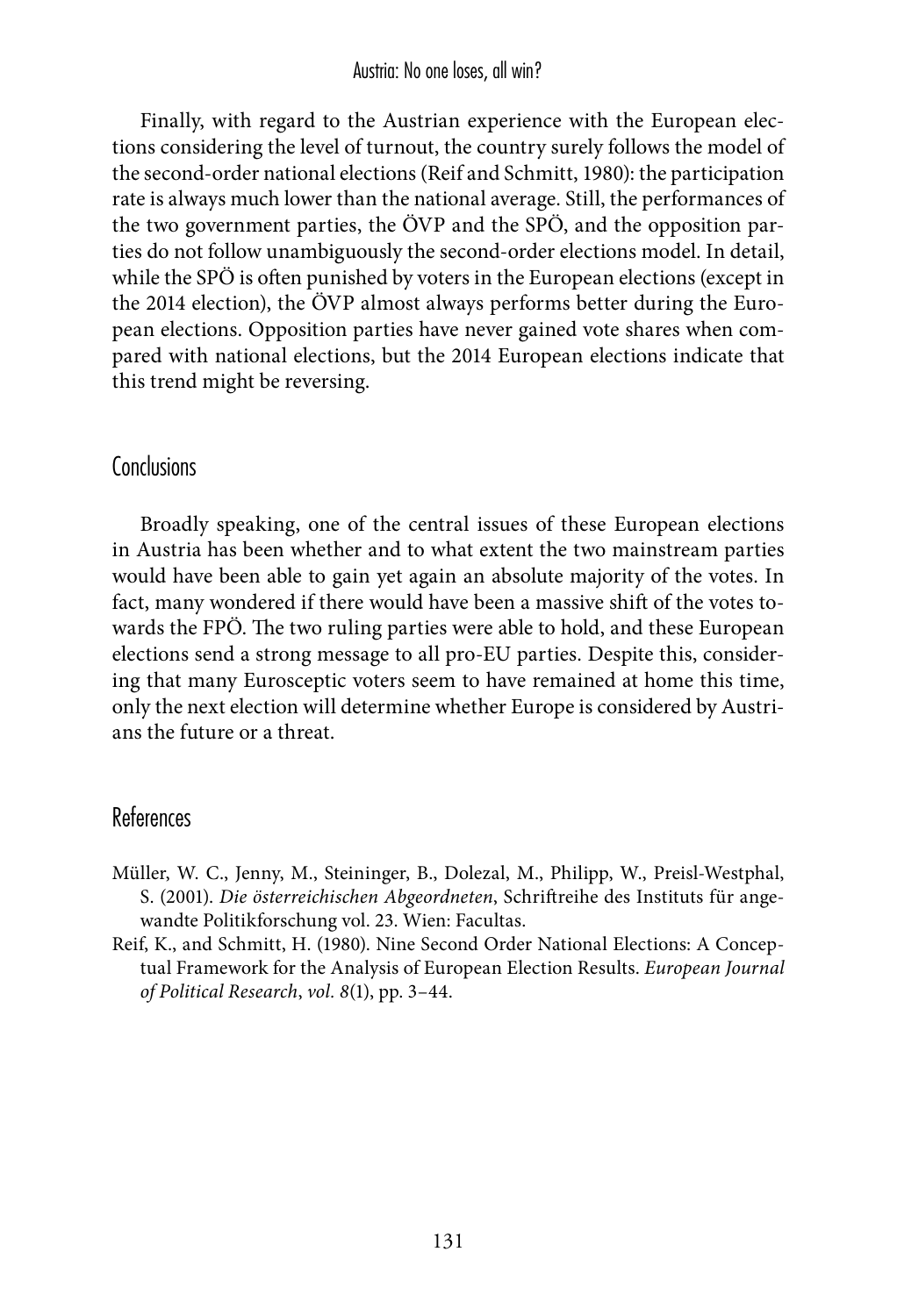Finally, with regard to the Austrian experience with the European elections considering the level of turnout, the country surely follows the model of the second-order national elections (Reif and Schmitt, 1980): the participation rate is always much lower than the national average. Still, the performances of the two government parties, the ÖVP and the SPÖ, and the opposition parties do not follow unambiguously the second-order elections model. In detail, while the SPÖ is often punished by voters in the European elections (except in the 2014 election), the ÖVP almost always performs better during the European elections. Opposition parties have never gained vote shares when compared with national elections, but the 2014 European elections indicate that this trend might be reversing.

## Conclusions

Broadly speaking, one of the central issues of these European elections in Austria has been whether and to what extent the two mainstream parties would have been able to gain yet again an absolute majority of the votes. In fact, many wondered if there would have been a massive shift of the votes towards the FPÖ. The two ruling parties were able to hold, and these European elections send a strong message to all pro-EU parties. Despite this, considering that many Eurosceptic voters seem to have remained at home this time, only the next election will determine whether Europe is considered by Austrians the future or a threat.

## References

Müller, W. C., Jenny, M., Steininger, B., Dolezal, M., Philipp, W., Preisl-Westphal, S. (2001). *Die österreichischen Abgeordneten*, Schriftreihe des Instituts für angewandte Politikforschung vol. 23. Wien: Facultas.

Reif, K., and Schmitt, H. (1980). Nine Second Order National Elections: A Conceptual Framework for the Analysis of European Election Results. *European Journal of Political Research*, *vol. 8*(1), pp. 3–44.